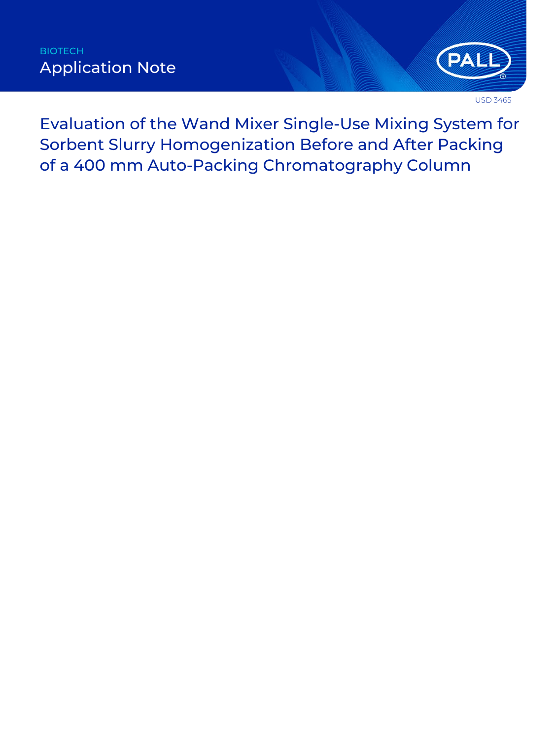BIOTECH

Application Note

USD 3465

# Evaluation of the Wand Mixer Single-Use Mixing System for Sorbent Slurry Homogenization Before and After Packing of a 400 mm Auto-Packing Chromatography Column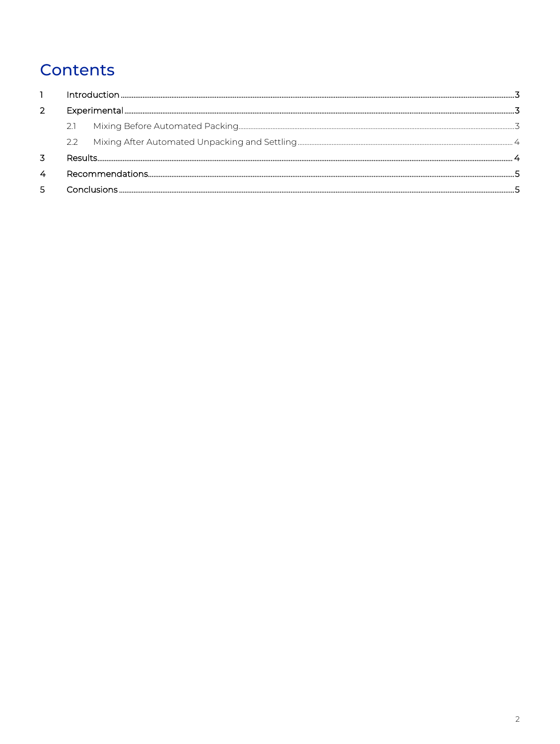# Contents

1 Introduction ..... 3

2 Experimental ..... 3

  2.1 Mixing Before Automated Packing ..... 3

  2.2 Mixing After Automated Unpacking and Settling ..... 4

3 Results ..... 4

4 Recommendations ..... 5

5 Conclusions ..... 5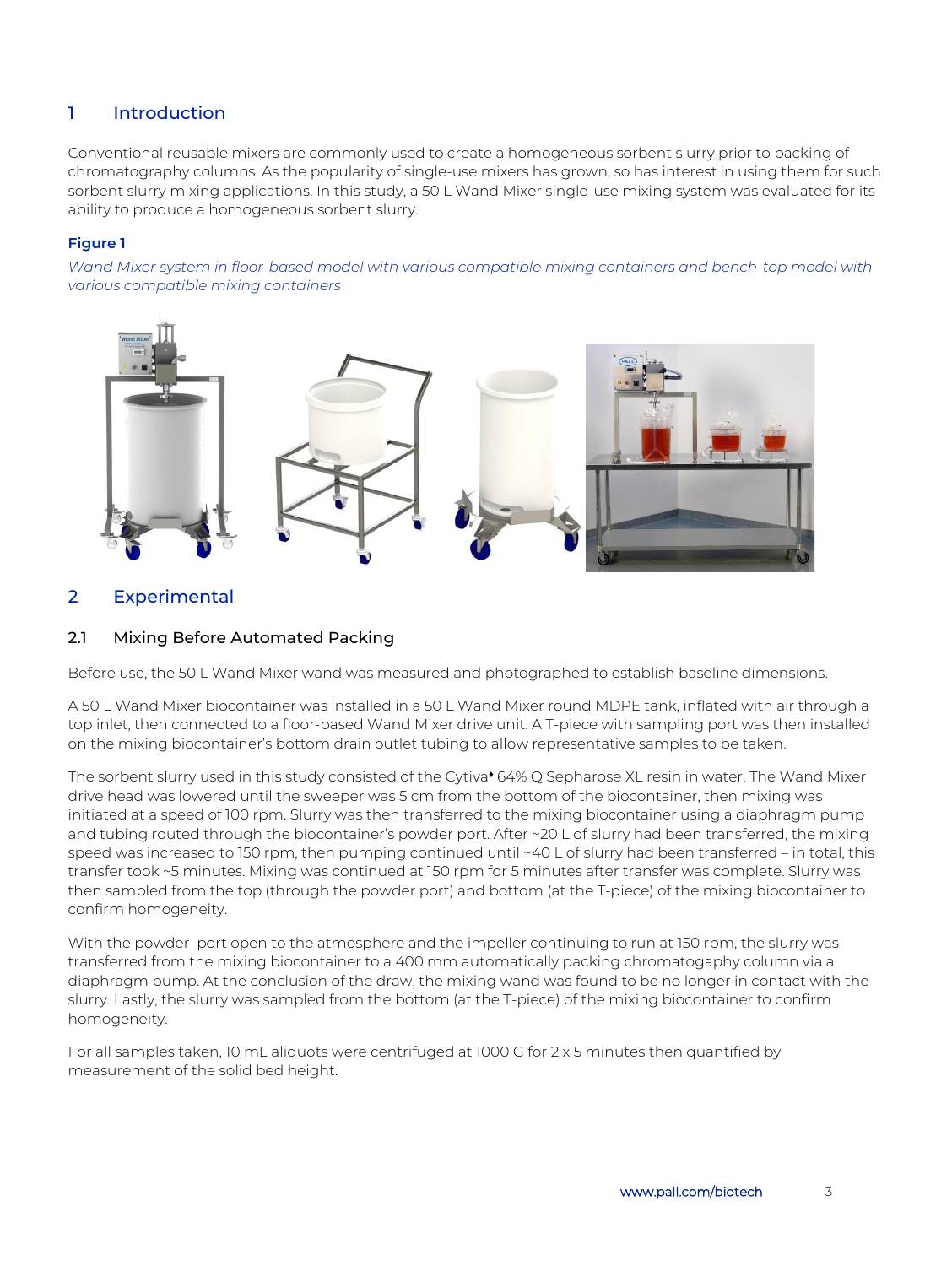## 1 Introduction

Conventional reusable mixers are commonly used to create a homogeneous sorbent slurry prior to packing of chromatography columns. As the popularity of single-use mixers has grown, so has interest in using them for such sorbent slurry mixing applications. In this study, a 50 L Wand Mixer single-use mixing system was evaluated for its ability to produce a homogeneous sorbent slurry.

**Figure 1**

*Wand Mixer system in floor-based model with various compatible mixing containers and bench-top model with various compatible mixing containers*

## 2 Experimental

### 2.1 Mixing Before Automated Packing

Before use, the 50 L Wand Mixer wand was measured and photographed to establish baseline dimensions.

A 50 L Wand Mixer biocontainer was installed in a 50 L Wand Mixer round MDPE tank, inflated with air through a top inlet, then connected to a floor-based Wand Mixer drive unit. A T-piece with sampling port was then installed on the mixing biocontainer's bottom drain outlet tubing to allow representative samples to be taken.

The sorbent slurry used in this study consisted of the Cytiva♦ 64% Q Sepharose XL resin in water. The Wand Mixer drive head was lowered until the sweeper was 5 cm from the bottom of the biocontainer, then mixing was initiated at a speed of 100 rpm. Slurry was then transferred to the mixing biocontainer using a diaphragm pump and tubing routed through the biocontainer's powder port. After ~20 L of slurry had been transferred, the mixing speed was increased to 150 rpm, then pumping continued until ~40 L of slurry had been transferred – in total, this transfer took ~5 minutes. Mixing was continued at 150 rpm for 5 minutes after transfer was complete. Slurry was then sampled from the top (through the powder port) and bottom (at the T-piece) of the mixing biocontainer to confirm homogeneity.

With the powder port open to the atmosphere and the impeller continuing to run at 150 rpm, the slurry was transferred from the mixing biocontainer to a 400 mm automatically packing chromatogaphy column via a diaphragm pump. At the conclusion of the draw, the mixing wand was found to be no longer in contact with the slurry. Lastly, the slurry was sampled from the bottom (at the T-piece) of the mixing biocontainer to confirm homogeneity.

For all samples taken, 10 mL aliquots were centrifuged at 1000 G for 2 x 5 minutes then quantified by measurement of the solid bed height.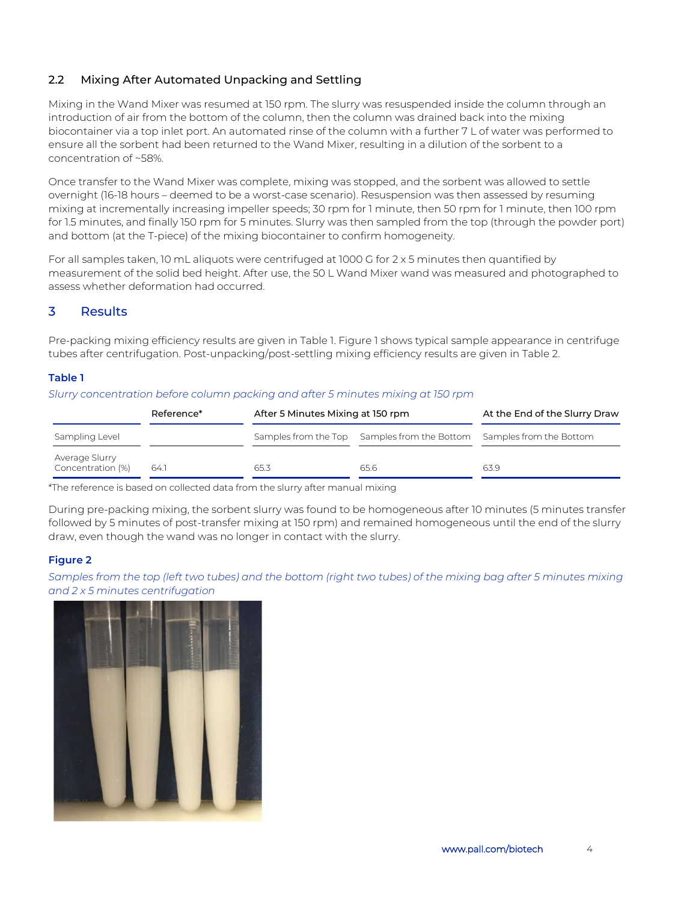## 2.2 Mixing After Automated Unpacking and Settling

Mixing in the Wand Mixer was resumed at 150 rpm. The slurry was resuspended inside the column through an introduction of air from the bottom of the column, then the column was drained back into the mixing biocontainer via a top inlet port. An automated rinse of the column with a further 7 L of water was performed to ensure all the sorbent had been returned to the Wand Mixer, resulting in a dilution of the sorbent to a concentration of ~58%.

Once transfer to the Wand Mixer was complete, mixing was stopped, and the sorbent was allowed to settle overnight (16-18 hours – deemed to be a worst-case scenario). Resuspension was then assessed by resuming mixing at incrementally increasing impeller speeds; 30 rpm for 1 minute, then 50 rpm for 1 minute, then 100 rpm for 1.5 minutes, and finally 150 rpm for 5 minutes. Slurry was then sampled from the top (through the powder port) and bottom (at the T-piece) of the mixing biocontainer to confirm homogeneity.

For all samples taken, 10 mL aliquots were centrifuged at 1000 G for 2 x 5 minutes then quantified by measurement of the solid bed height. After use, the 50 L Wand Mixer wand was measured and photographed to assess whether deformation had occurred.

# 3 Results

Pre-packing mixing efficiency results are given in Table 1. Figure 1 shows typical sample appearance in centrifuge tubes after centrifugation. Post-unpacking/post-settling mixing efficiency results are given in Table 2.

**Table 1**

*Slurry concentration before column packing and after 5 minutes mixing at 150 rpm*

| | Reference* | After 5 Minutes Mixing at 150 rpm | | At the End of the Slurry Draw |
|---|---|---|---|---|
| Sampling Level | | Samples from the Top | Samples from the Bottom | Samples from the Bottom |
| Average Slurry Concentration (%) | 64.1 | 65.3 | 65.6 | 63.9 |

*The reference is based on collected data from the slurry after manual mixing

During pre-packing mixing, the sorbent slurry was found to be homogeneous after 10 minutes (5 minutes transfer followed by 5 minutes of post-transfer mixing at 150 rpm) and remained homogeneous until the end of the slurry draw, even though the wand was no longer in contact with the slurry.

**Figure 2**

*Samples from the top (left two tubes) and the bottom (right two tubes) of the mixing bag after 5 minutes mixing and 2 x 5 minutes centrifugation*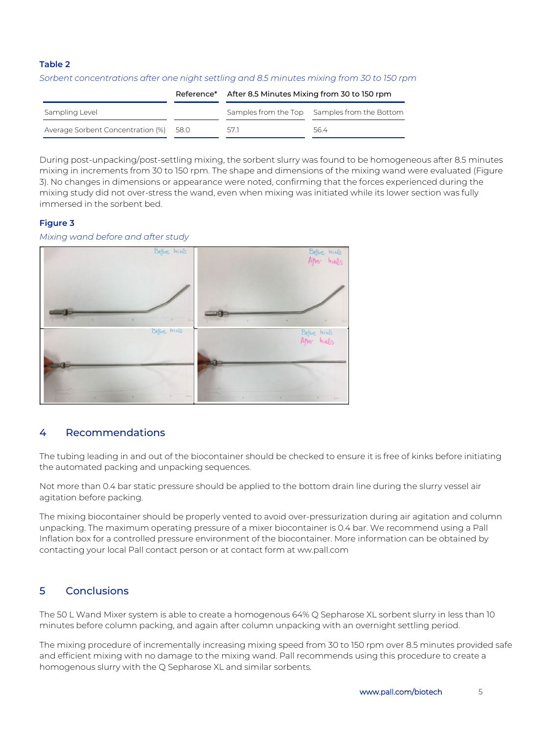**Table 2**

*Sorbent concentrations after one night settling and 8.5 minutes mixing from 30 to 150 rpm*

| | Reference* | After 8.5 Minutes Mixing from 30 to 150 rpm | |
|---|---|---|---|
| Sampling Level | | Samples from the Top | Samples from the Bottom |
| Average Sorbent Concentration (%) | 58.0 | 57.1 | 56.4 |

During post-unpacking/post-settling mixing, the sorbent slurry was found to be homogeneous after 8.5 minutes mixing in increments from 30 to 150 rpm. The shape and dimensions of the mixing wand were evaluated (Figure 3). No changes in dimensions or appearance were noted, confirming that the forces experienced during the mixing study did not over-stress the wand, even when mixing was initiated while its lower section was fully immersed in the sorbent bed.

**Figure 3**

*Mixing wand before and after study*

## 4 Recommendations

The tubing leading in and out of the biocontainer should be checked to ensure it is free of kinks before initiating the automated packing and unpacking sequences.

Not more than 0.4 bar static pressure should be applied to the bottom drain line during the slurry vessel air agitation before packing.

The mixing biocontainer should be properly vented to avoid over-pressurization during air agitation and column unpacking. The maximum operating pressure of a mixer biocontainer is 0.4 bar. We recommend using a Pall Inflation box for a controlled pressure environment of the biocontainer. More information can be obtained by contacting your local Pall contact person or at contact form at ww.pall.com

## 5 Conclusions

The 50 L Wand Mixer system is able to create a homogenous 64% Q Sepharose XL sorbent slurry in less than 10 minutes before column packing, and again after column unpacking with an overnight settling period.

The mixing procedure of incrementally increasing mixing speed from 30 to 150 rpm over 8.5 minutes provided safe and efficient mixing with no damage to the mixing wand. Pall recommends using this procedure to create a homogenous slurry with the Q Sepharose XL and similar sorbents.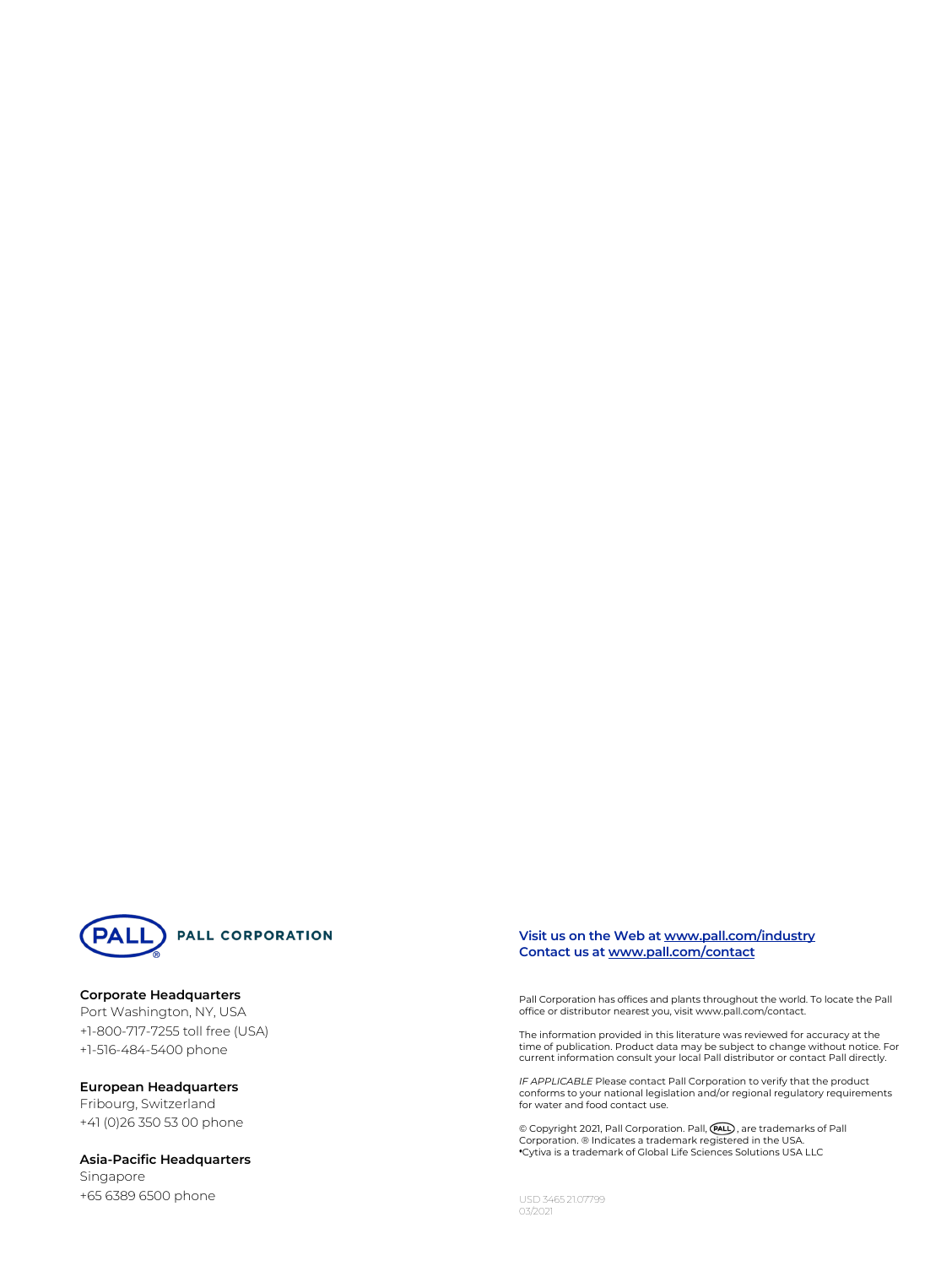PALL CORPORATION

**Corporate Headquarters**
Port Washington, NY, USA
+1-800-717-7255 toll free (USA)
+1-516-484-5400 phone

**European Headquarters**
Fribourg, Switzerland
+41 (0)26 350 53 00 phone

**Asia-Pacific Headquarters**
Singapore
+65 6389 6500 phone

**Visit us on the Web at www.pall.com/industry**
**Contact us at www.pall.com/contact**

Pall Corporation has offices and plants throughout the world. To locate the Pall office or distributor nearest you, visit www.pall.com/contact.

The information provided in this literature was reviewed for accuracy at the time of publication. Product data may be subject to change without notice. For current information consult your local Pall distributor or contact Pall directly.

*IF APPLICABLE* Please contact Pall Corporation to verify that the product conforms to your national legislation and/or regional regulatory requirements for water and food contact use.

© Copyright 2021, Pall Corporation. Pall, PALL, are trademarks of Pall Corporation. ® Indicates a trademark registered in the USA.
•Cytiva is a trademark of Global Life Sciences Solutions USA LLC

USD 3465 21.07799
03/2021